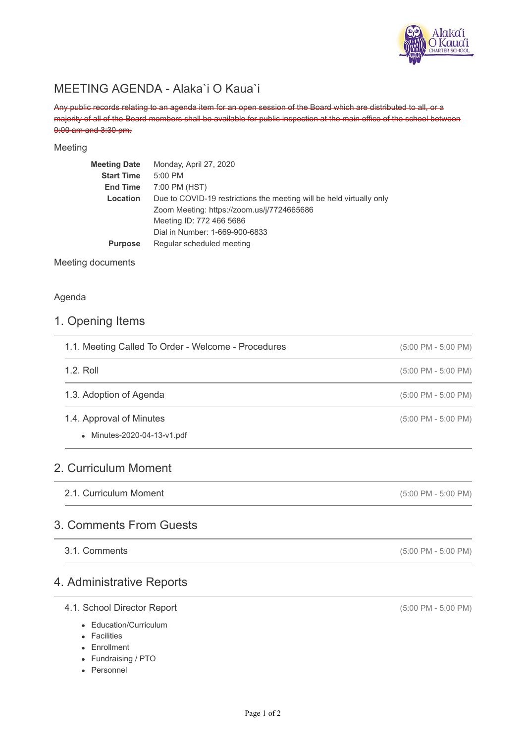# MEETING AGENDA - Alaka`i O Kaua`i

~~Any public records relating to an agenda item for an open session of the Board which are distributed to all, or a majority of all of the Board members shall be available for public inspection at the main office of the school between 9:00 am and 3:30 pm.~~

## Meeting

| | |
|---|---|
| **Meeting Date** | Monday, April 27, 2020 |
| **Start Time** | 5:00 PM |
| **End Time** | 7:00 PM (HST) |
| **Location** | Due to COVID-19 restrictions the meeting will be held virtually only<br>Zoom Meeting: https://zoom.us/j/7724665686<br>Meeting ID: 772 466 5686<br>Dial in Number: 1-669-900-6833 |
| **Purpose** | Regular scheduled meeting |

Meeting documents

Agenda

## 1. Opening Items

### 1.1. Meeting Called To Order - Welcome - Procedures (5:00 PM - 5:00 PM)

### 1.2. Roll (5:00 PM - 5:00 PM)

### 1.3. Adoption of Agenda (5:00 PM - 5:00 PM)

### 1.4. Approval of Minutes (5:00 PM - 5:00 PM)

- Minutes-2020-04-13-v1.pdf

## 2. Curriculum Moment

### 2.1. Curriculum Moment (5:00 PM - 5:00 PM)

## 3. Comments From Guests

### 3.1. Comments (5:00 PM - 5:00 PM)

## 4. Administrative Reports

### 4.1. School Director Report (5:00 PM - 5:00 PM)

- Education/Curriculum
- Facilities
- Enrollment
- Fundraising / PTO
- Personnel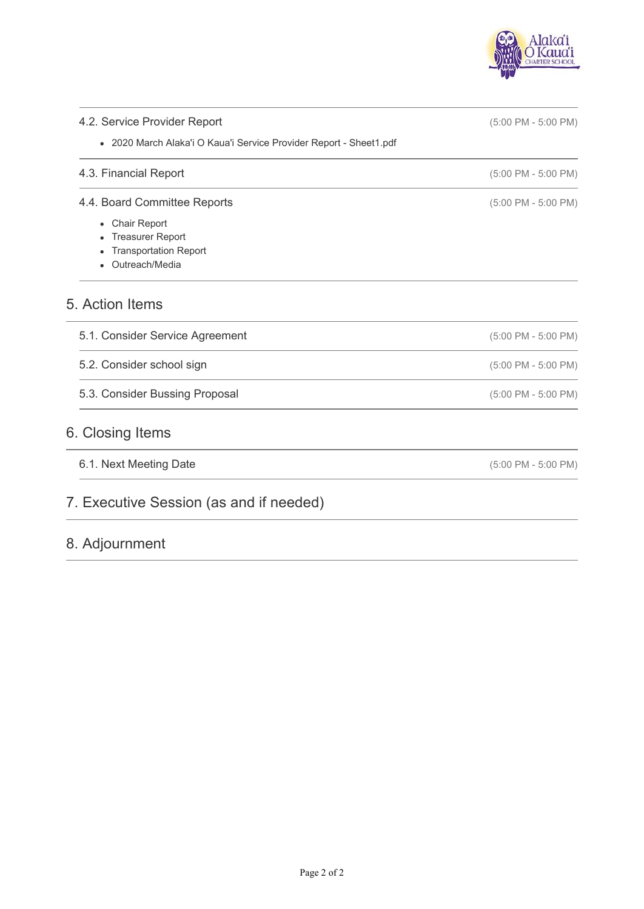### 4.2. Service Provider Report (5:00 PM - 5:00 PM)

- 2020 March Alaka'i O Kaua'i Service Provider Report - Sheet1.pdf

### 4.3. Financial Report (5:00 PM - 5:00 PM)

### 4.4. Board Committee Reports (5:00 PM - 5:00 PM)

- Chair Report
- Treasurer Report
- Transportation Report
- Outreach/Media

## 5. Action Items

### 5.1. Consider Service Agreement (5:00 PM - 5:00 PM)

### 5.2. Consider school sign (5:00 PM - 5:00 PM)

### 5.3. Consider Bussing Proposal (5:00 PM - 5:00 PM)

## 6. Closing Items

### 6.1. Next Meeting Date (5:00 PM - 5:00 PM)

## 7. Executive Session (as and if needed)

## 8. Adjournment